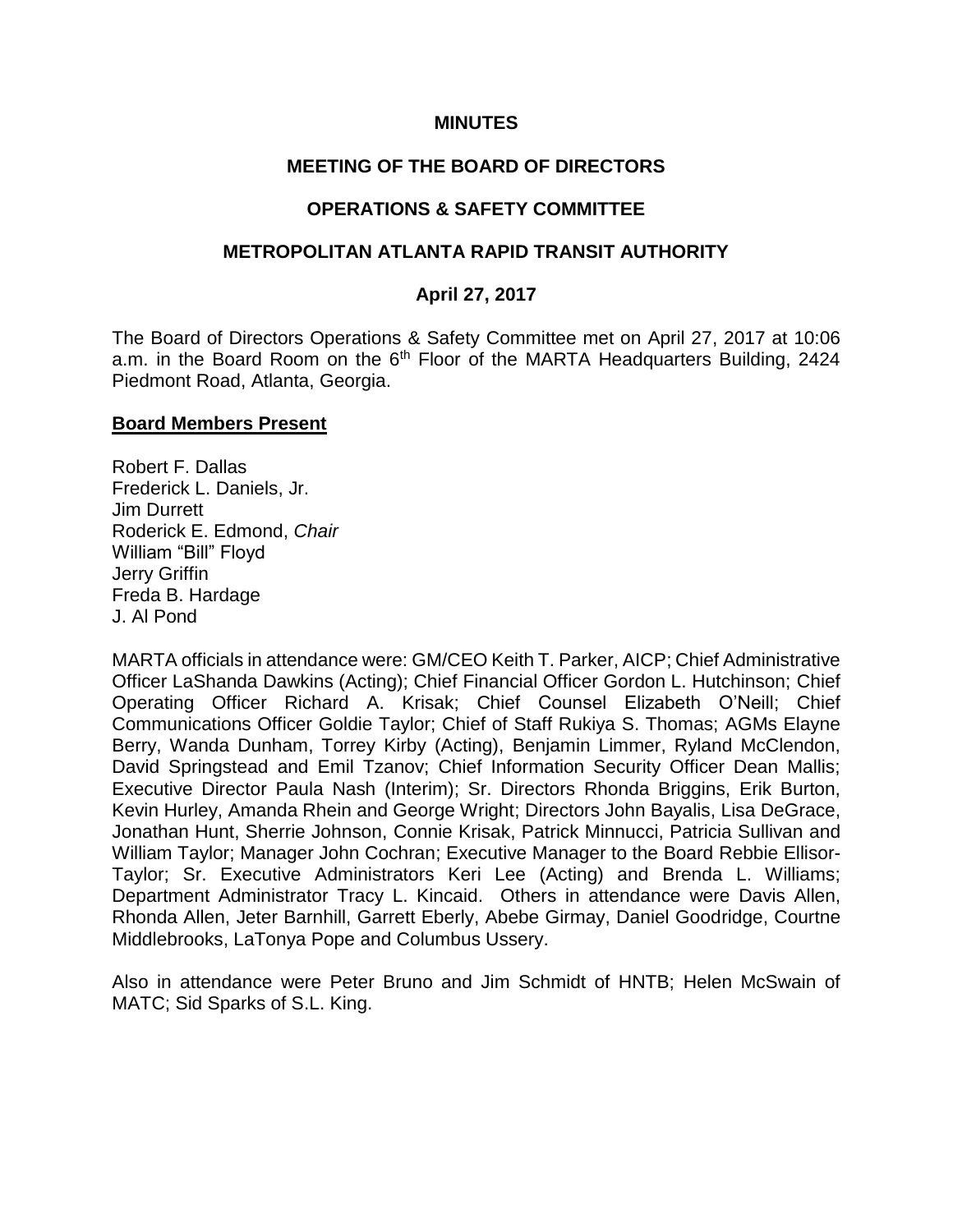**MINUTES**

**MEETING OF THE BOARD OF DIRECTORS**

**OPERATIONS & SAFETY COMMITTEE**

**METROPOLITAN ATLANTA RAPID TRANSIT AUTHORITY**

**April 27, 2017**

The Board of Directors Operations & Safety Committee met on April 27, 2017 at 10:06 a.m. in the Board Room on the 6th Floor of the MARTA Headquarters Building, 2424 Piedmont Road, Atlanta, Georgia.

**Board Members Present**

Robert F. Dallas
Frederick L. Daniels, Jr.
Jim Durrett
Roderick E. Edmond, *Chair*
William "Bill" Floyd
Jerry Griffin
Freda B. Hardage
J. Al Pond

MARTA officials in attendance were: GM/CEO Keith T. Parker, AICP; Chief Administrative Officer LaShanda Dawkins (Acting); Chief Financial Officer Gordon L. Hutchinson; Chief Operating Officer Richard A. Krisak; Chief Counsel Elizabeth O'Neill; Chief Communications Officer Goldie Taylor; Chief of Staff Rukiya S. Thomas; AGMs Elayne Berry, Wanda Dunham, Torrey Kirby (Acting), Benjamin Limmer, Ryland McClendon, David Springstead and Emil Tzanov; Chief Information Security Officer Dean Mallis; Executive Director Paula Nash (Interim); Sr. Directors Rhonda Briggins, Erik Burton, Kevin Hurley, Amanda Rhein and George Wright; Directors John Bayalis, Lisa DeGrace, Jonathan Hunt, Sherrie Johnson, Connie Krisak, Patrick Minnucci, Patricia Sullivan and William Taylor; Manager John Cochran; Executive Manager to the Board Rebbie Ellisor-Taylor; Sr. Executive Administrators Keri Lee (Acting) and Brenda L. Williams; Department Administrator Tracy L. Kincaid. Others in attendance were Davis Allen, Rhonda Allen, Jeter Barnhill, Garrett Eberly, Abebe Girmay, Daniel Goodridge, Courtne Middlebrooks, LaTonya Pope and Columbus Ussery.

Also in attendance were Peter Bruno and Jim Schmidt of HNTB; Helen McSwain of MATC; Sid Sparks of S.L. King.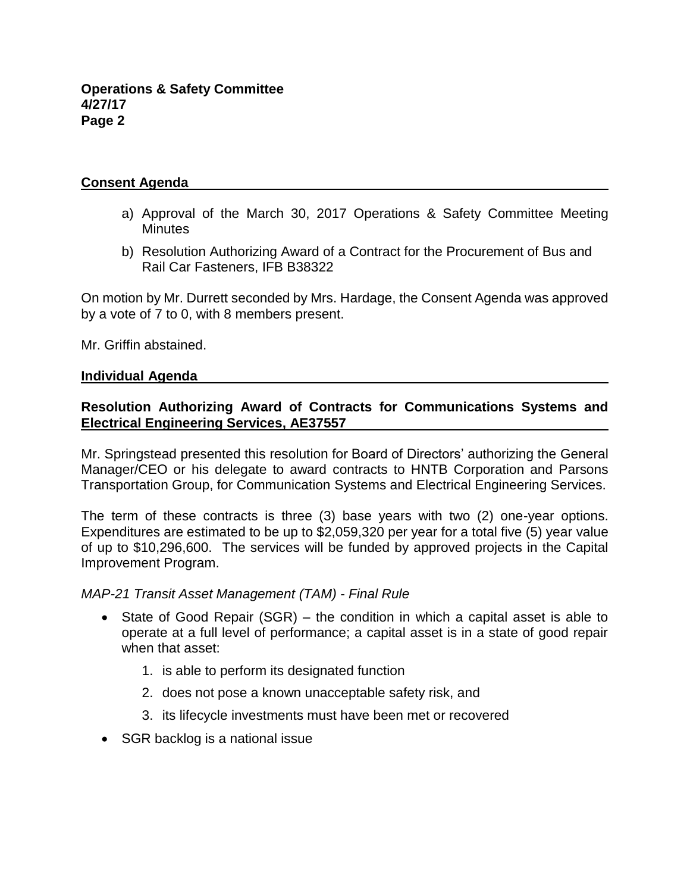## Consent Agenda

a) Approval of the March 30, 2017 Operations & Safety Committee Meeting Minutes

b) Resolution Authorizing Award of a Contract for the Procurement of Bus and Rail Car Fasteners, IFB B38322

On motion by Mr. Durrett seconded by Mrs. Hardage, the Consent Agenda was approved by a vote of 7 to 0, with 8 members present.

Mr. Griffin abstained.

## Individual Agenda

### Resolution Authorizing Award of Contracts for Communications Systems and Electrical Engineering Services, AE37557

Mr. Springstead presented this resolution for Board of Directors' authorizing the General Manager/CEO or his delegate to award contracts to HNTB Corporation and Parsons Transportation Group, for Communication Systems and Electrical Engineering Services.

The term of these contracts is three (3) base years with two (2) one-year options. Expenditures are estimated to be up to $2,059,320 per year for a total five (5) year value of up to $10,296,600. The services will be funded by approved projects in the Capital Improvement Program.

*MAP-21 Transit Asset Management (TAM) - Final Rule*

- State of Good Repair (SGR) – the condition in which a capital asset is able to operate at a full level of performance; a capital asset is in a state of good repair when that asset:
  1. is able to perform its designated function
  2. does not pose a known unacceptable safety risk, and
  3. its lifecycle investments must have been met or recovered
- SGR backlog is a national issue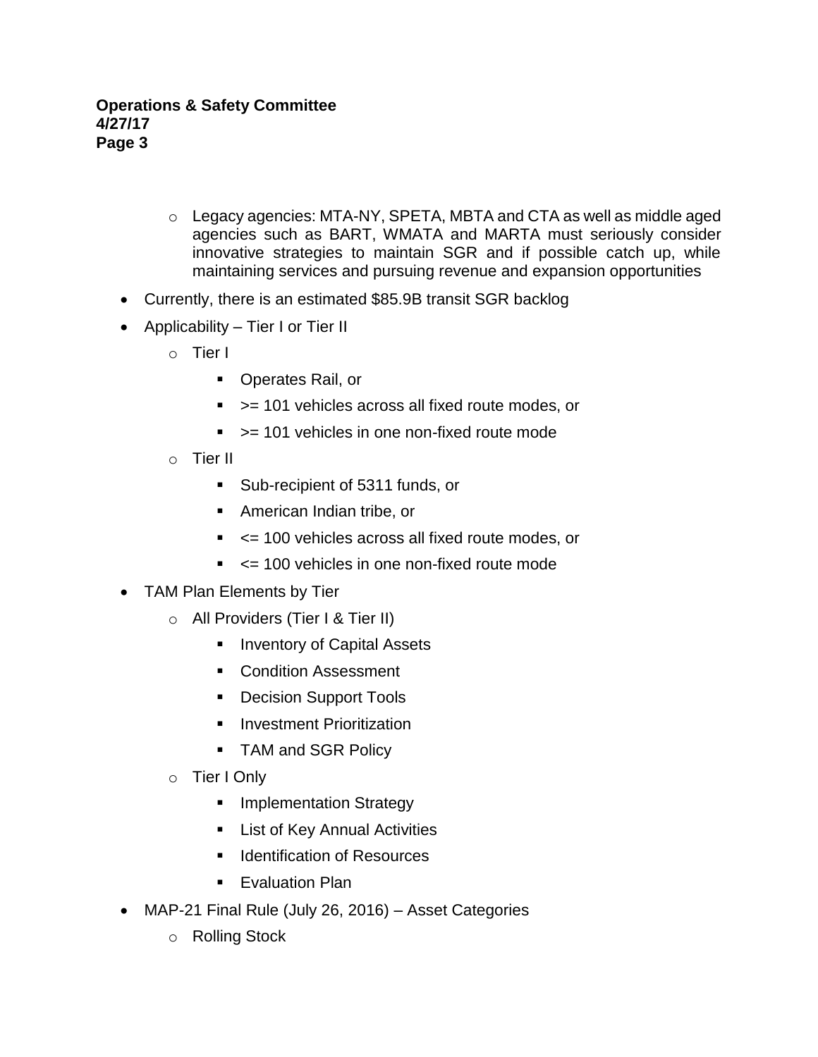- Legacy agencies: MTA-NY, SPETA, MBTA and CTA as well as middle aged agencies such as BART, WMATA and MARTA must seriously consider innovative strategies to maintain SGR and if possible catch up, while maintaining services and pursuing revenue and expansion opportunities

- Currently, there is an estimated $85.9B transit SGR backlog
- Applicability – Tier I or Tier II
    - Tier I
        - Operates Rail, or
        - >= 101 vehicles across all fixed route modes, or
        - >= 101 vehicles in one non-fixed route mode
    - Tier II
        - Sub-recipient of 5311 funds, or
        - American Indian tribe, or
        - <= 100 vehicles across all fixed route modes, or
        - <= 100 vehicles in one non-fixed route mode
- TAM Plan Elements by Tier
    - All Providers (Tier I & Tier II)
        - Inventory of Capital Assets
        - Condition Assessment
        - Decision Support Tools
        - Investment Prioritization
        - TAM and SGR Policy
    - Tier I Only
        - Implementation Strategy
        - List of Key Annual Activities
        - Identification of Resources
        - Evaluation Plan
- MAP-21 Final Rule (July 26, 2016) – Asset Categories
    - Rolling Stock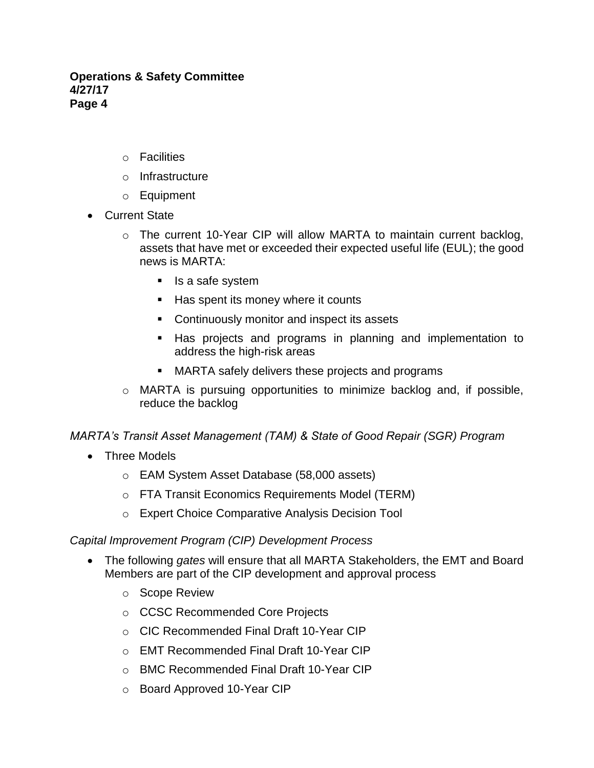- Facilities
- Infrastructure
- Equipment

- Current State
  - The current 10-Year CIP will allow MARTA to maintain current backlog, assets that have met or exceeded their expected useful life (EUL); the good news is MARTA:
    - Is a safe system
    - Has spent its money where it counts
    - Continuously monitor and inspect its assets
    - Has projects and programs in planning and implementation to address the high-risk areas
    - MARTA safely delivers these projects and programs
  - MARTA is pursuing opportunities to minimize backlog and, if possible, reduce the backlog

*MARTA's Transit Asset Management (TAM) & State of Good Repair (SGR) Program*

- Three Models
  - EAM System Asset Database (58,000 assets)
  - FTA Transit Economics Requirements Model (TERM)
  - Expert Choice Comparative Analysis Decision Tool

*Capital Improvement Program (CIP) Development Process*

- The following *gates* will ensure that all MARTA Stakeholders, the EMT and Board Members are part of the CIP development and approval process
  - Scope Review
  - CCSC Recommended Core Projects
  - CIC Recommended Final Draft 10-Year CIP
  - EMT Recommended Final Draft 10-Year CIP
  - BMC Recommended Final Draft 10-Year CIP
  - Board Approved 10-Year CIP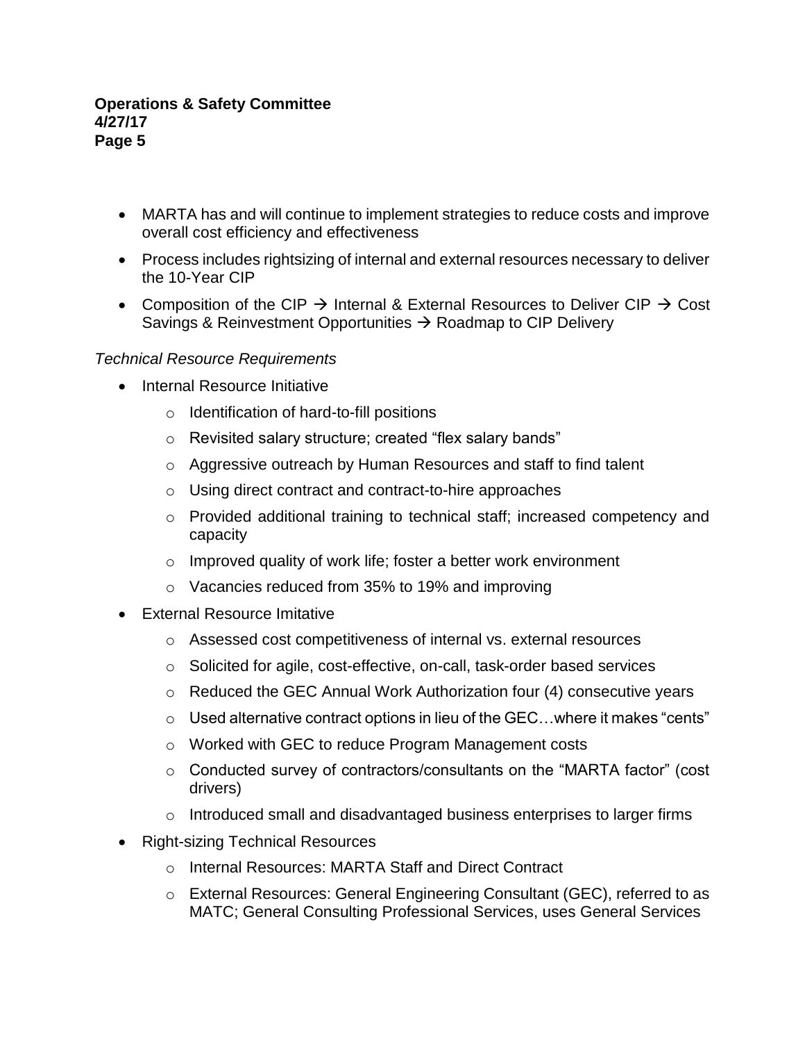- MARTA has and will continue to implement strategies to reduce costs and improve overall cost efficiency and effectiveness
- Process includes rightsizing of internal and external resources necessary to deliver the 10-Year CIP
- Composition of the CIP → Internal & External Resources to Deliver CIP → Cost Savings & Reinvestment Opportunities → Roadmap to CIP Delivery

*Technical Resource Requirements*

- Internal Resource Initiative
  - Identification of hard-to-fill positions
  - Revisited salary structure; created "flex salary bands"
  - Aggressive outreach by Human Resources and staff to find talent
  - Using direct contract and contract-to-hire approaches
  - Provided additional training to technical staff; increased competency and capacity
  - Improved quality of work life; foster a better work environment
  - Vacancies reduced from 35% to 19% and improving
- External Resource Imitative
  - Assessed cost competitiveness of internal vs. external resources
  - Solicited for agile, cost-effective, on-call, task-order based services
  - Reduced the GEC Annual Work Authorization four (4) consecutive years
  - Used alternative contract options in lieu of the GEC…where it makes "cents"
  - Worked with GEC to reduce Program Management costs
  - Conducted survey of contractors/consultants on the "MARTA factor" (cost drivers)
  - Introduced small and disadvantaged business enterprises to larger firms
- Right-sizing Technical Resources
  - Internal Resources: MARTA Staff and Direct Contract
  - External Resources: General Engineering Consultant (GEC), referred to as MATC; General Consulting Professional Services, uses General Services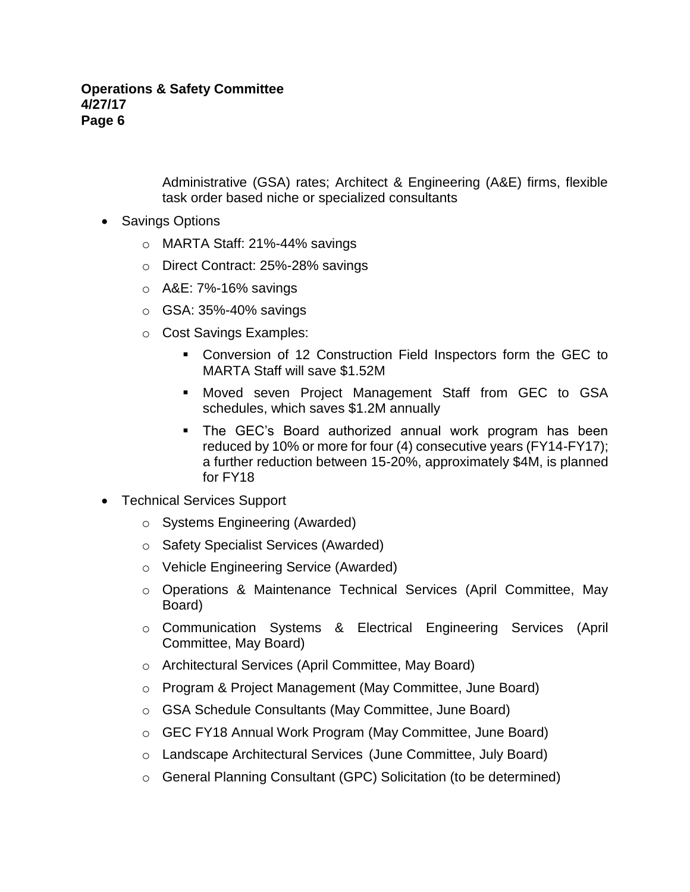Administrative (GSA) rates; Architect & Engineering (A&E) firms, flexible task order based niche or specialized consultants

- Savings Options
  - MARTA Staff: 21%-44% savings
  - Direct Contract: 25%-28% savings
  - A&E: 7%-16% savings
  - GSA: 35%-40% savings
  - Cost Savings Examples:
    - Conversion of 12 Construction Field Inspectors form the GEC to MARTA Staff will save $1.52M
    - Moved seven Project Management Staff from GEC to GSA schedules, which saves $1.2M annually
    - The GEC's Board authorized annual work program has been reduced by 10% or more for four (4) consecutive years (FY14-FY17); a further reduction between 15-20%, approximately $4M, is planned for FY18
- Technical Services Support
  - Systems Engineering (Awarded)
  - Safety Specialist Services (Awarded)
  - Vehicle Engineering Service (Awarded)
  - Operations & Maintenance Technical Services (April Committee, May Board)
  - Communication Systems & Electrical Engineering Services (April Committee, May Board)
  - Architectural Services (April Committee, May Board)
  - Program & Project Management (May Committee, June Board)
  - GSA Schedule Consultants (May Committee, June Board)
  - GEC FY18 Annual Work Program (May Committee, June Board)
  - Landscape Architectural Services (June Committee, July Board)
  - General Planning Consultant (GPC) Solicitation (to be determined)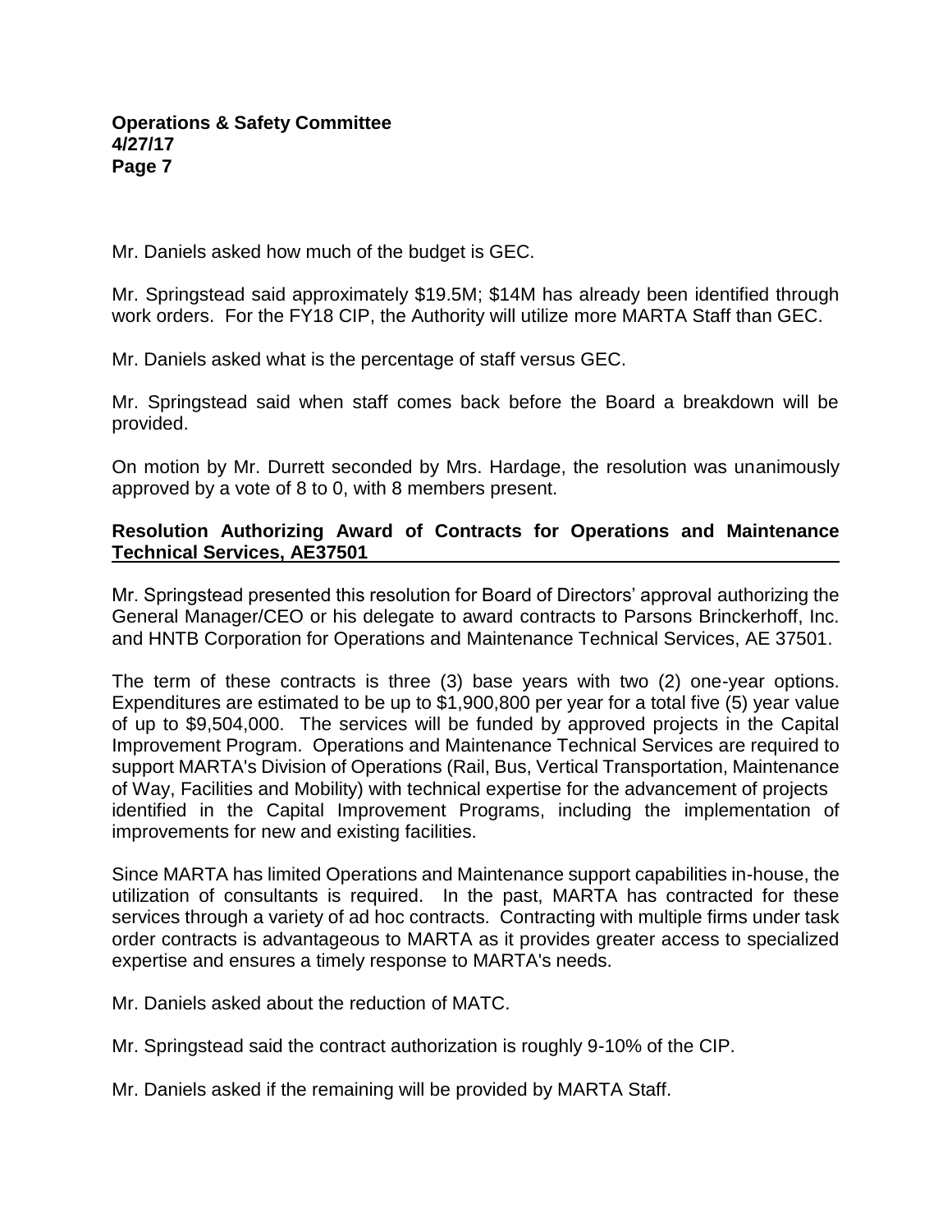Mr. Daniels asked how much of the budget is GEC.

Mr. Springstead said approximately $19.5M; $14M has already been identified through work orders. For the FY18 CIP, the Authority will utilize more MARTA Staff than GEC.

Mr. Daniels asked what is the percentage of staff versus GEC.

Mr. Springstead said when staff comes back before the Board a breakdown will be provided.

On motion by Mr. Durrett seconded by Mrs. Hardage, the resolution was unanimously approved by a vote of 8 to 0, with 8 members present.

**Resolution Authorizing Award of Contracts for Operations and Maintenance Technical Services, AE37501**

Mr. Springstead presented this resolution for Board of Directors' approval authorizing the General Manager/CEO or his delegate to award contracts to Parsons Brinckerhoff, Inc. and HNTB Corporation for Operations and Maintenance Technical Services, AE 37501.

The term of these contracts is three (3) base years with two (2) one-year options. Expenditures are estimated to be up to $1,900,800 per year for a total five (5) year value of up to $9,504,000. The services will be funded by approved projects in the Capital Improvement Program. Operations and Maintenance Technical Services are required to support MARTA's Division of Operations (Rail, Bus, Vertical Transportation, Maintenance of Way, Facilities and Mobility) with technical expertise for the advancement of projects identified in the Capital Improvement Programs, including the implementation of improvements for new and existing facilities.

Since MARTA has limited Operations and Maintenance support capabilities in-house, the utilization of consultants is required. In the past, MARTA has contracted for these services through a variety of ad hoc contracts. Contracting with multiple firms under task order contracts is advantageous to MARTA as it provides greater access to specialized expertise and ensures a timely response to MARTA's needs.

Mr. Daniels asked about the reduction of MATC.

Mr. Springstead said the contract authorization is roughly 9-10% of the CIP.

Mr. Daniels asked if the remaining will be provided by MARTA Staff.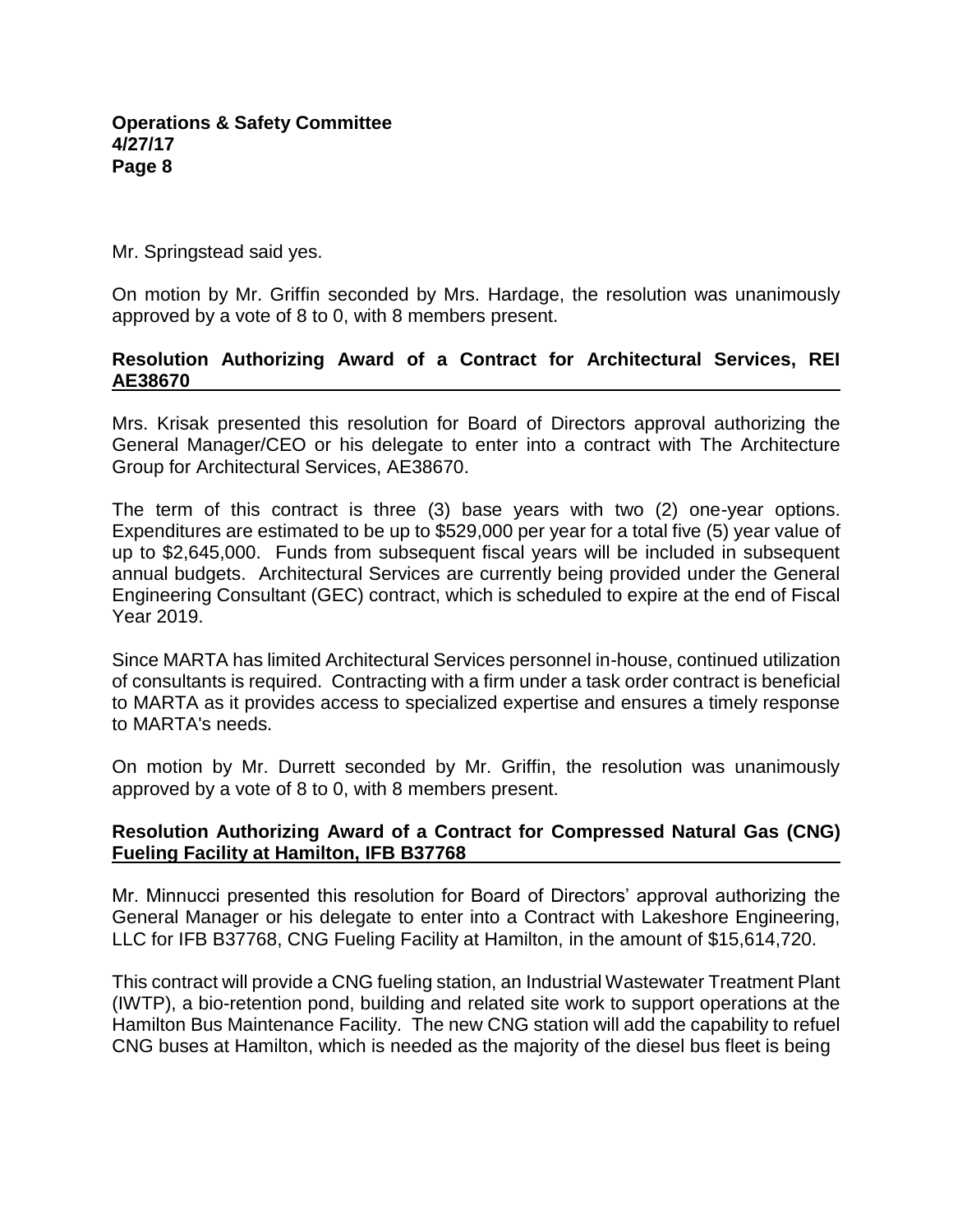Mr. Springstead said yes.

On motion by Mr. Griffin seconded by Mrs. Hardage, the resolution was unanimously approved by a vote of 8 to 0, with 8 members present.

**Resolution Authorizing Award of a Contract for Architectural Services, REI AE38670**

Mrs. Krisak presented this resolution for Board of Directors approval authorizing the General Manager/CEO or his delegate to enter into a contract with The Architecture Group for Architectural Services, AE38670.

The term of this contract is three (3) base years with two (2) one-year options. Expenditures are estimated to be up to $529,000 per year for a total five (5) year value of up to $2,645,000. Funds from subsequent fiscal years will be included in subsequent annual budgets. Architectural Services are currently being provided under the General Engineering Consultant (GEC) contract, which is scheduled to expire at the end of Fiscal Year 2019.

Since MARTA has limited Architectural Services personnel in-house, continued utilization of consultants is required. Contracting with a firm under a task order contract is beneficial to MARTA as it provides access to specialized expertise and ensures a timely response to MARTA's needs.

On motion by Mr. Durrett seconded by Mr. Griffin, the resolution was unanimously approved by a vote of 8 to 0, with 8 members present.

**Resolution Authorizing Award of a Contract for Compressed Natural Gas (CNG) Fueling Facility at Hamilton, IFB B37768**

Mr. Minnucci presented this resolution for Board of Directors' approval authorizing the General Manager or his delegate to enter into a Contract with Lakeshore Engineering, LLC for IFB B37768, CNG Fueling Facility at Hamilton, in the amount of $15,614,720.

This contract will provide a CNG fueling station, an Industrial Wastewater Treatment Plant (IWTP), a bio-retention pond, building and related site work to support operations at the Hamilton Bus Maintenance Facility. The new CNG station will add the capability to refuel CNG buses at Hamilton, which is needed as the majority of the diesel bus fleet is being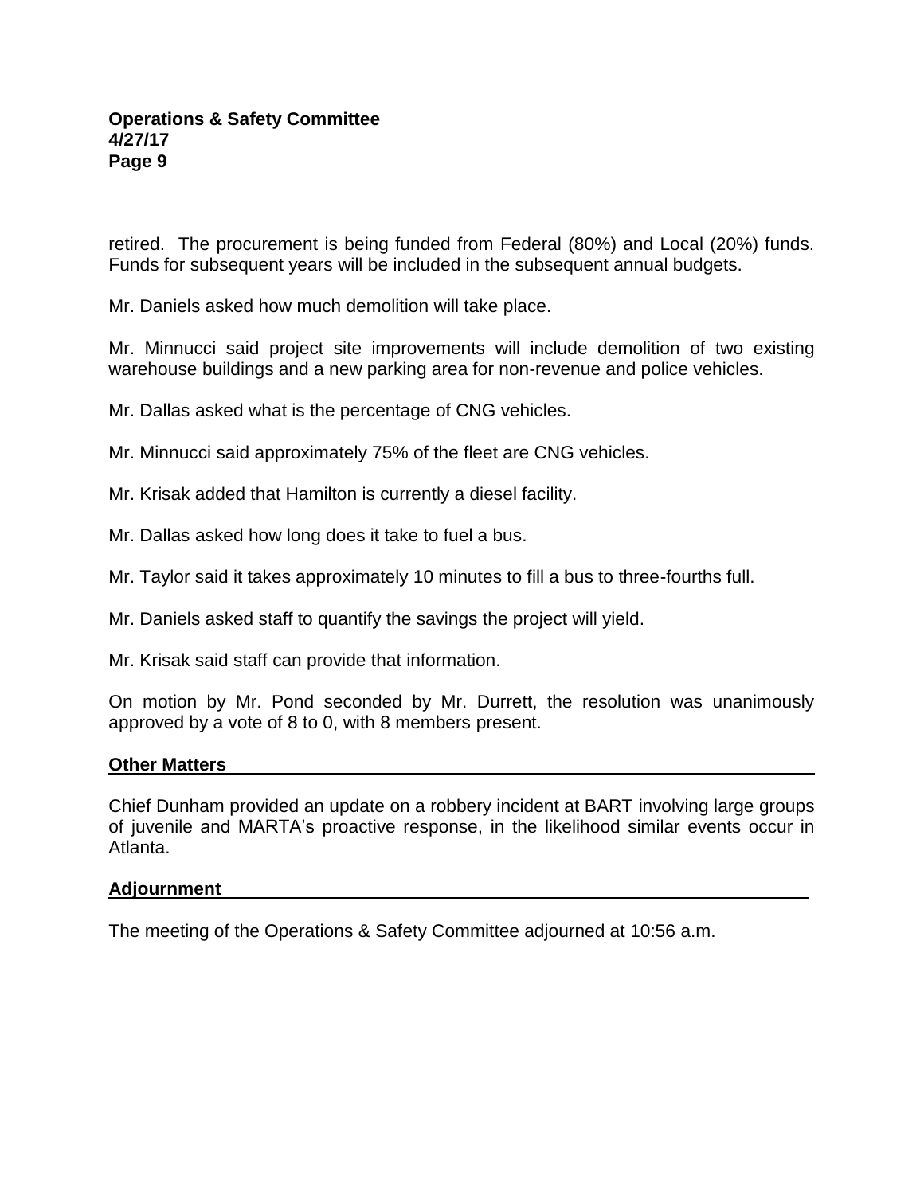retired. The procurement is being funded from Federal (80%) and Local (20%) funds. Funds for subsequent years will be included in the subsequent annual budgets.

Mr. Daniels asked how much demolition will take place.

Mr. Minnucci said project site improvements will include demolition of two existing warehouse buildings and a new parking area for non-revenue and police vehicles.

Mr. Dallas asked what is the percentage of CNG vehicles.

Mr. Minnucci said approximately 75% of the fleet are CNG vehicles.

Mr. Krisak added that Hamilton is currently a diesel facility.

Mr. Dallas asked how long does it take to fuel a bus.

Mr. Taylor said it takes approximately 10 minutes to fill a bus to three-fourths full.

Mr. Daniels asked staff to quantify the savings the project will yield.

Mr. Krisak said staff can provide that information.

On motion by Mr. Pond seconded by Mr. Durrett, the resolution was unanimously approved by a vote of 8 to 0, with 8 members present.

## Other Matters

Chief Dunham provided an update on a robbery incident at BART involving large groups of juvenile and MARTA's proactive response, in the likelihood similar events occur in Atlanta.

## Adjournment

The meeting of the Operations & Safety Committee adjourned at 10:56 a.m.